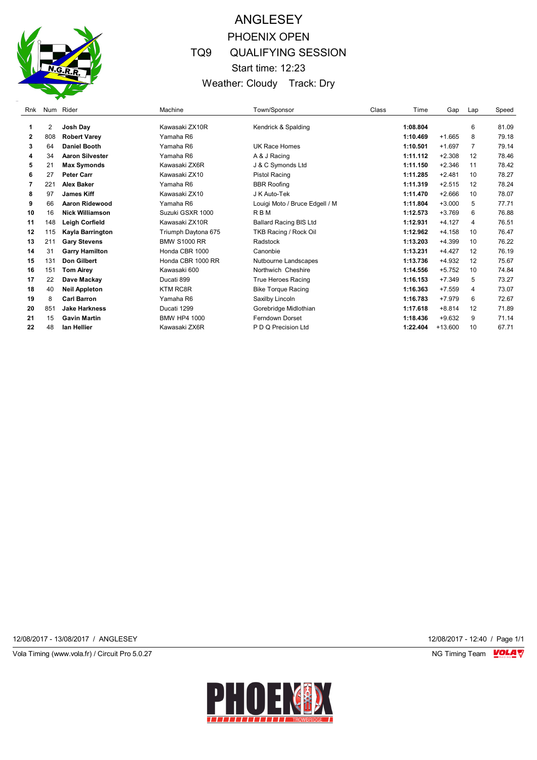# ANGLESEY

## PHOENIX OPEN

## TQ9 QUALIFYING SESSION

Start time: 12:23

Weather: Cloudy Track: Dry

| Rnk | Num | Rider | Machine | Town/Sponsor | Class | Time | Gap | Lap | Speed |
|---|---|---|---|---|---|---|---|---|---|
| 1 | 2 | **Josh Day** | Kawasaki ZX10R | Kendrick & Spalding | | **1:08.804** | | 6 | 81.09 |
| 2 | 808 | **Robert Varey** | Yamaha R6 | | | **1:10.469** | +1.665 | 8 | 79.18 |
| 3 | 64 | **Daniel Booth** | Yamaha R6 | UK Race Homes | | **1:10.501** | +1.697 | 7 | 79.14 |
| 4 | 34 | **Aaron Silvester** | Yamaha R6 | A & J Racing | | **1:11.112** | +2.308 | 12 | 78.46 |
| 5 | 21 | **Max Symonds** | Kawasaki ZX6R | J & C Symonds Ltd | | **1:11.150** | +2.346 | 11 | 78.42 |
| 6 | 27 | **Peter Carr** | Kawasaki ZX10 | Pistol Racing | | **1:11.285** | +2.481 | 10 | 78.27 |
| 7 | 221 | **Alex Baker** | Yamaha R6 | BBR Roofing | | **1:11.319** | +2.515 | 12 | 78.24 |
| 8 | 97 | **James Kiff** | Kawasaki ZX10 | J K Auto-Tek | | **1:11.470** | +2.666 | 10 | 78.07 |
| 9 | 66 | **Aaron Ridewood** | Yamaha R6 | Louigi Moto / Bruce Edgell / M | | **1:11.804** | +3.000 | 5 | 77.71 |
| 10 | 16 | **Nick Williamson** | Suzuki GSXR 1000 | R B M | | **1:12.573** | +3.769 | 6 | 76.88 |
| 11 | 148 | **Leigh Corfield** | Kawasaki ZX10R | Ballard Racing BIS Ltd | | **1:12.931** | +4.127 | 4 | 76.51 |
| 12 | 115 | **Kayla Barrington** | Triumph Daytona 675 | TKB Racing / Rock Oil | | **1:12.962** | +4.158 | 10 | 76.47 |
| 13 | 211 | **Gary Stevens** | BMW S1000 RR | Radstock | | **1:13.203** | +4.399 | 10 | 76.22 |
| 14 | 31 | **Garry Hamilton** | Honda CBR 1000 | Canonbie | | **1:13.231** | +4.427 | 12 | 76.19 |
| 15 | 131 | **Don Gilbert** | Honda CBR 1000 RR | Nutbourne Landscapes | | **1:13.736** | +4.932 | 12 | 75.67 |
| 16 | 151 | **Tom Airey** | Kawasaki 600 | Northwich Cheshire | | **1:14.556** | +5.752 | 10 | 74.84 |
| 17 | 22 | **Dave Mackay** | Ducati 899 | True Heroes Racing | | **1:16.153** | +7.349 | 5 | 73.27 |
| 18 | 40 | **Neil Appleton** | KTM RC8R | Bike Torque Racing | | **1:16.363** | +7.559 | 4 | 73.07 |
| 19 | 8 | **Carl Barron** | Yamaha R6 | Saxilby Lincoln | | **1:16.783** | +7.979 | 6 | 72.67 |
| 20 | 851 | **Jake Harkness** | Ducati 1299 | Gorebridge Midlothian | | **1:17.618** | +8.814 | 12 | 71.89 |
| 21 | 15 | **Gavin Martin** | BMW HP4 1000 | Ferndown Dorset | | **1:18.436** | +9.632 | 9 | 71.14 |
| 22 | 48 | **Ian Hellier** | Kawasaki ZX6R | P D Q Precision Ltd | | **1:22.404** | +13.600 | 10 | 67.71 |

12/08/2017 - 13/08/2017 / ANGLESEY 12/08/2017 - 12:40

Vola Timing (www.vola.fr) / Circuit Pro 5.0.27 NG Timing Team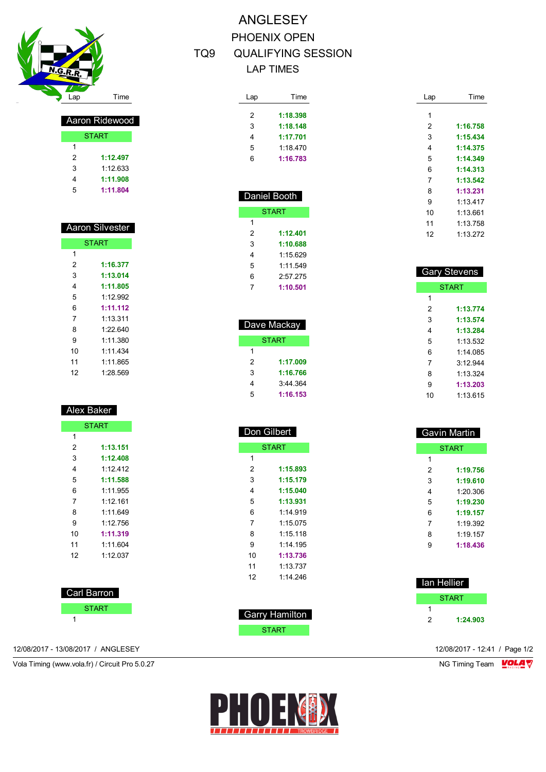# ANGLESEY

## PHOENIX OPEN

## TQ9 QUALIFYING SESSION

## LAP TIMES

### Aaron Ridewood

| Lap | Time |
|---|---|
| START | |
| 1 | |
| 2 | **1:12.497** |
| 3 | 1:12.633 |
| 4 | **1:11.908** |
| 5 | **1:11.804** |

### Aaron Silvester

| Lap | Time |
|---|---|
| START | |
| 1 | |
| 2 | **1:16.377** |
| 3 | **1:13.014** |
| 4 | **1:11.805** |
| 5 | 1:12.992 |
| 6 | **1:11.112** |
| 7 | 1:13.311 |
| 8 | 1:22.640 |
| 9 | 1:11.380 |
| 10 | 1:11.434 |
| 11 | 1:11.865 |
| 12 | 1:28.569 |

### Alex Baker

| Lap | Time |
|---|---|
| START | |
| 1 | |
| 2 | **1:13.151** |
| 3 | **1:12.408** |
| 4 | 1:12.412 |
| 5 | **1:11.588** |
| 6 | 1:11.955 |
| 7 | 1:12.161 |
| 8 | 1:11.649 |
| 9 | 1:12.756 |
| 10 | **1:11.319** |
| 11 | 1:11.604 |
| 12 | 1:12.037 |

### Carl Barron

| Lap | Time |
|---|---|
| START | |
| 1 | |
| 2 | **1:18.398** |
| 3 | **1:18.148** |
| 4 | **1:17.701** |
| 5 | 1:18.470 |
| 6 | **1:16.783** |

### Daniel Booth

| Lap | Time |
|---|---|
| START | |
| 1 | |
| 2 | **1:12.401** |
| 3 | **1:10.688** |
| 4 | 1:15.629 |
| 5 | 1:11.549 |
| 6 | 2:57.275 |
| 7 | **1:10.501** |

### Dave Mackay

| Lap | Time |
|---|---|
| START | |
| 1 | |
| 2 | **1:17.009** |
| 3 | **1:16.766** |
| 4 | 3:44.364 |
| 5 | **1:16.153** |

### Don Gilbert

| Lap | Time |
|---|---|
| START | |
| 1 | |
| 2 | **1:15.893** |
| 3 | **1:15.179** |
| 4 | **1:15.040** |
| 5 | **1:13.931** |
| 6 | 1:14.919 |
| 7 | 1:15.075 |
| 8 | 1:15.118 |
| 9 | 1:14.195 |
| 10 | **1:13.736** |
| 11 | 1:13.737 |
| 12 | 1:14.246 |

### Garry Hamilton

| Lap | Time |
|---|---|
| START | |
| 1 | |
| 2 | **1:16.758** |
| 3 | **1:15.434** |
| 4 | **1:14.375** |
| 5 | **1:14.349** |
| 6 | **1:14.313** |
| 7 | **1:13.542** |
| 8 | **1:13.231** |
| 9 | 1:13.417 |
| 10 | 1:13.661 |
| 11 | 1:13.758 |
| 12 | 1:13.272 |

### Gary Stevens

| Lap | Time |
|---|---|
| START | |
| 1 | |
| 2 | **1:13.774** |
| 3 | **1:13.574** |
| 4 | **1:13.284** |
| 5 | 1:13.532 |
| 6 | 1:14.085 |
| 7 | 3:12.944 |
| 8 | 1:13.324 |
| 9 | **1:13.203** |
| 10 | 1:13.615 |

### Gavin Martin

| Lap | Time |
|---|---|
| START | |
| 1 | |
| 2 | **1:19.756** |
| 3 | **1:19.610** |
| 4 | 1:20.306 |
| 5 | **1:19.230** |
| 6 | **1:19.157** |
| 7 | 1:19.392 |
| 8 | 1:19.157 |
| 9 | **1:18.436** |

### Ian Hellier

| Lap | Time |
|---|---|
| START | |
| 1 | |
| 2 | **1:24.903** |

12/08/2017 - 13/08/2017 / ANGLESEY

12/08/2017 - 12:41

Vola Timing (www.vola.fr) / Circuit Pro 5.0.27

NG Timing Team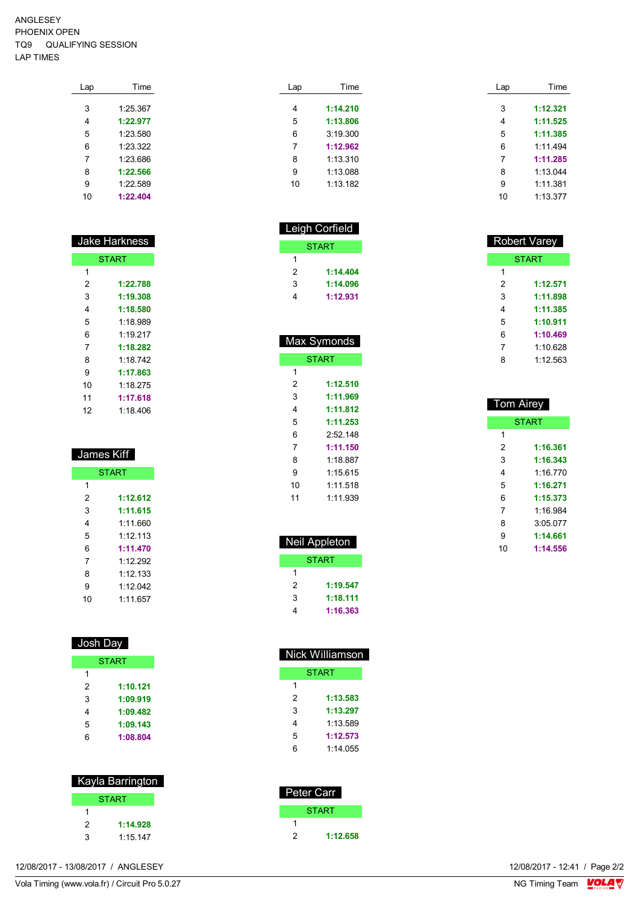ANGLESEY
PHOENIX OPEN
TQ9 QUALIFYING SESSION
LAP TIMES

| Lap | Time |
|---|---|
| 3 | 1:25.367 |
| 4 | **1:22.977** |
| 5 | 1:23.580 |
| 6 | 1:23.322 |
| 7 | 1:23.686 |
| 8 | **1:22.566** |
| 9 | 1:22.589 |
| 10 | **1:22.404** |

## Jake Harkness

| Lap | Time |
|---|---|
| START | |
| 1 | |
| 2 | **1:22.788** |
| 3 | **1:19.308** |
| 4 | **1:18.580** |
| 5 | 1:18.989 |
| 6 | 1:19.217 |
| 7 | **1:18.282** |
| 8 | 1:18.742 |
| 9 | **1:17.863** |
| 10 | 1:18.275 |
| 11 | **1:17.618** |
| 12 | 1:18.406 |

## James Kiff

| Lap | Time |
|---|---|
| START | |
| 1 | |
| 2 | **1:12.612** |
| 3 | **1:11.615** |
| 4 | 1:11.660 |
| 5 | 1:12.113 |
| 6 | **1:11.470** |
| 7 | 1:12.292 |
| 8 | 1:12.133 |
| 9 | 1:12.042 |
| 10 | 1:11.657 |

## Josh Day

| Lap | Time |
|---|---|
| START | |
| 1 | |
| 2 | **1:10.121** |
| 3 | **1:09.919** |
| 4 | **1:09.482** |
| 5 | **1:09.143** |
| 6 | **1:08.804** |

## Kayla Barrington

| Lap | Time |
|---|---|
| START | |
| 1 | |
| 2 | **1:14.928** |
| 3 | 1:15.147 |

| Lap | Time |
|---|---|
| 4 | **1:14.210** |
| 5 | **1:13.806** |
| 6 | 3:19.300 |
| 7 | **1:12.962** |
| 8 | 1:13.310 |
| 9 | 1:13.088 |
| 10 | 1:13.182 |

## Leigh Corfield

| Lap | Time |
|---|---|
| START | |
| 1 | |
| 2 | **1:14.404** |
| 3 | **1:14.096** |
| 4 | **1:12.931** |

## Max Symonds

| Lap | Time |
|---|---|
| START | |
| 1 | |
| 2 | **1:12.510** |
| 3 | **1:11.969** |
| 4 | **1:11.812** |
| 5 | **1:11.253** |
| 6 | 2:52.148 |
| 7 | **1:11.150** |
| 8 | 1:18.887 |
| 9 | 1:15.615 |
| 10 | 1:11.518 |
| 11 | 1:11.939 |

## Neil Appleton

| Lap | Time |
|---|---|
| START | |
| 1 | |
| 2 | **1:19.547** |
| 3 | **1:18.111** |
| 4 | **1:16.363** |

## Nick Williamson

| Lap | Time |
|---|---|
| START | |
| 1 | |
| 2 | **1:13.583** |
| 3 | **1:13.297** |
| 4 | 1:13.589 |
| 5 | **1:12.573** |
| 6 | 1:14.055 |

## Peter Carr

| Lap | Time |
|---|---|
| START | |
| 1 | |
| 2 | **1:12.658** |

| Lap | Time |
|---|---|
| 3 | **1:12.321** |
| 4 | **1:11.525** |
| 5 | **1:11.385** |
| 6 | 1:11.494 |
| 7 | **1:11.285** |
| 8 | 1:13.044 |
| 9 | 1:11.381 |
| 10 | 1:13.377 |

## Robert Varey

| Lap | Time |
|---|---|
| START | |
| 1 | |
| 2 | **1:12.571** |
| 3 | **1:11.898** |
| 4 | **1:11.385** |
| 5 | **1:10.911** |
| 6 | **1:10.469** |
| 7 | 1:10.628 |
| 8 | 1:12.563 |

## Tom Airey

| Lap | Time |
|---|---|
| START | |
| 1 | |
| 2 | **1:16.361** |
| 3 | **1:16.343** |
| 4 | 1:16.770 |
| 5 | **1:16.271** |
| 6 | **1:15.373** |
| 7 | 1:16.984 |
| 8 | 3:05.077 |
| 9 | **1:14.661** |
| 10 | **1:14.556** |

12/08/2017 - 13/08/2017 / ANGLESEY
12/08/2017 - 12:41

Vola Timing (www.vola.fr) / Circuit Pro 5.0.27
NG Timing Team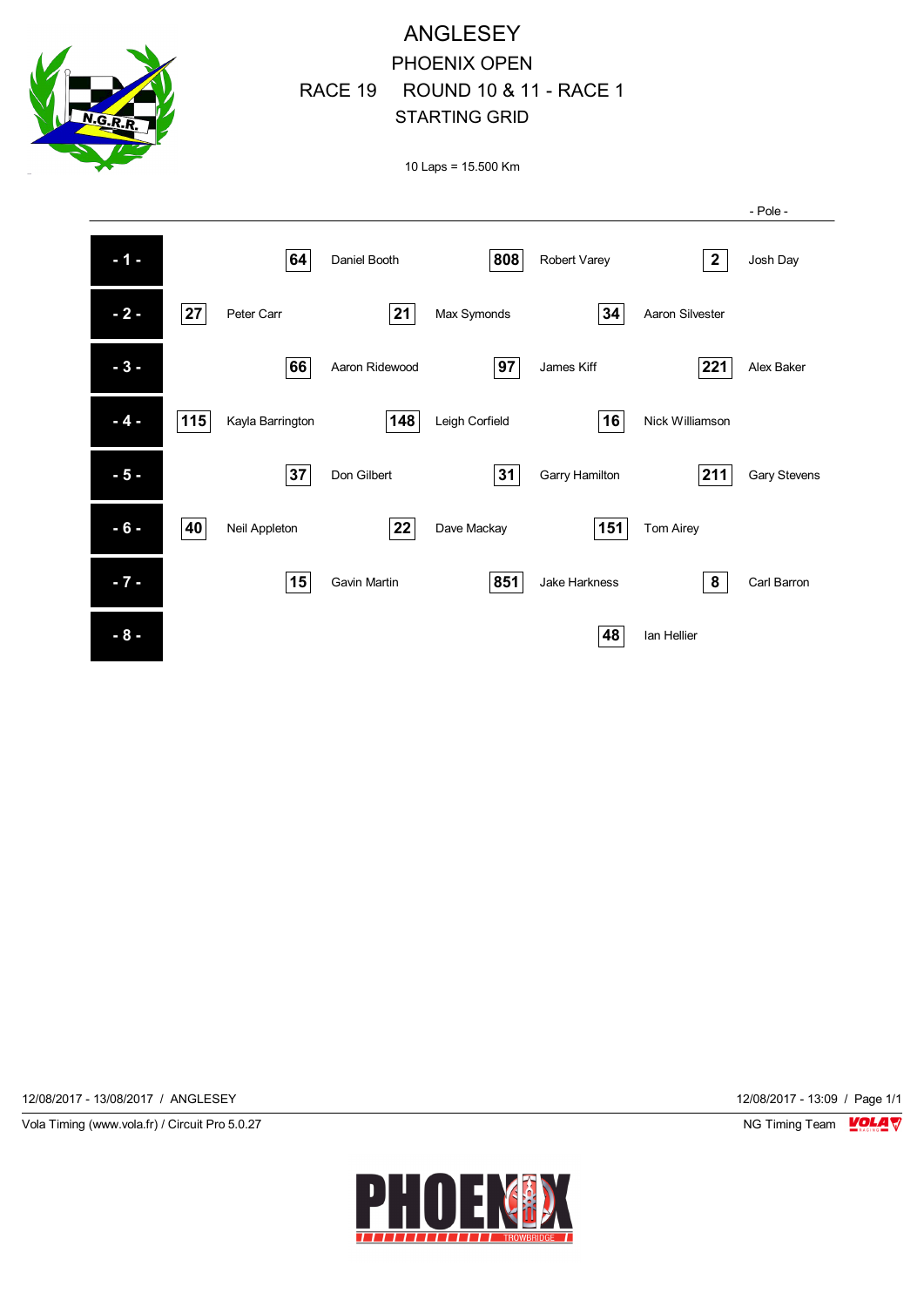# ANGLESEY

## PHOENIX OPEN

## RACE 19 ROUND 10 & 11 - RACE 1

## STARTING GRID

10 Laps = 15.500 Km

- Pole -

| | | | | | | | | | | | | |
|---|---|---|---|---|---|---|---|---|---|---|---|---|
| - 1 - | | | 64 | Daniel Booth | | | 808 | Robert Varey | | | 2 | Josh Day |
| - 2 - | 27 | Peter Carr | | | 21 | Max Symonds | | | 34 | Aaron Silvester | | |
| - 3 - | | | 66 | Aaron Ridewood | | | 97 | James Kiff | | | 221 | Alex Baker |
| - 4 - | 115 | Kayla Barrington | | | 148 | Leigh Corfield | | | 16 | Nick Williamson | | |
| - 5 - | | | 37 | Don Gilbert | | | 31 | Garry Hamilton | | | 211 | Gary Stevens |
| - 6 - | 40 | Neil Appleton | | | 22 | Dave Mackay | | | 151 | Tom Airey | | |
| - 7 - | | | 15 | Gavin Martin | | | 851 | Jake Harkness | | | 8 | Carl Barron |
| - 8 - | | | | | | | | | 48 | Ian Hellier | | |

12/08/2017 - 13/08/2017 / ANGLESEY

12/08/2017 - 13:09 / Page 1/1

Vola Timing (www.vola.fr) / Circuit Pro 5.0.27

NG Timing Team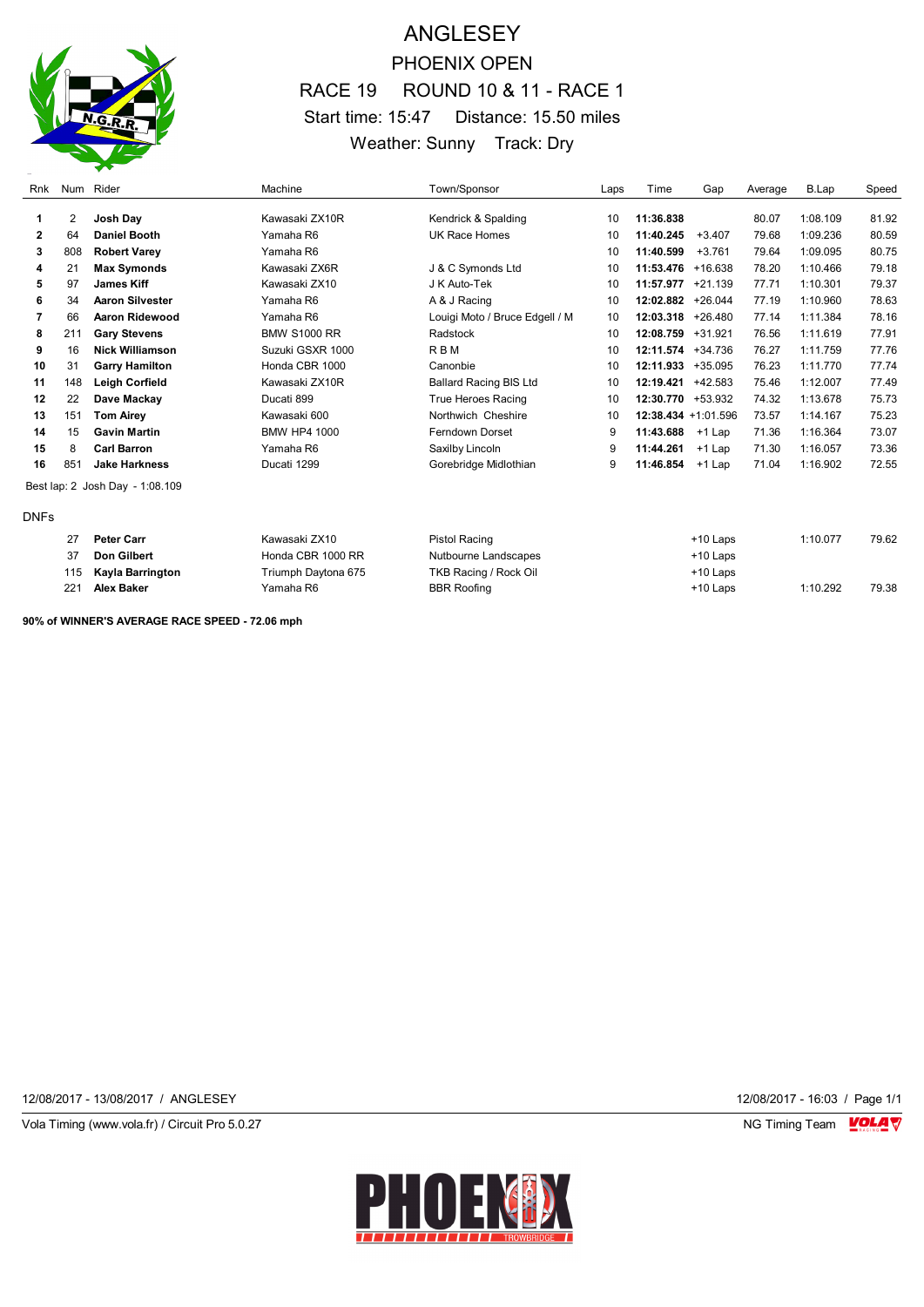# ANGLESEY

## PHOENIX OPEN

## RACE 19 ROUND 10 & 11 - RACE 1

Start time: 15:47 Distance: 15.50 miles

Weather: Sunny Track: Dry

| Rnk | Num | Rider | Machine | Town/Sponsor | Laps | Time | Gap | Average | B.Lap | Speed |
|---|---|---|---|---|---|---|---|---|---|---|
| **1** | 2 | **Josh Day** | Kawasaki ZX10R | Kendrick & Spalding | 10 | **11:36.838** | | 80.07 | 1:08.109 | 81.92 |
| **2** | 64 | **Daniel Booth** | Yamaha R6 | UK Race Homes | 10 | **11:40.245** | +3.407 | 79.68 | 1:09.236 | 80.59 |
| **3** | 808 | **Robert Varey** | Yamaha R6 | | 10 | **11:40.599** | +3.761 | 79.64 | 1:09.095 | 80.75 |
| **4** | 21 | **Max Symonds** | Kawasaki ZX6R | J & C Symonds Ltd | 10 | **11:53.476** | +16.638 | 78.20 | 1:10.466 | 79.18 |
| **5** | 97 | **James Kiff** | Kawasaki ZX10 | J K Auto-Tek | 10 | **11:57.977** | +21.139 | 77.71 | 1:10.301 | 79.37 |
| **6** | 34 | **Aaron Silvester** | Yamaha R6 | A & J Racing | 10 | **12:02.882** | +26.044 | 77.19 | 1:10.960 | 78.63 |
| **7** | 66 | **Aaron Ridewood** | Yamaha R6 | Louigi Moto / Bruce Edgell / M | 10 | **12:03.318** | +26.480 | 77.14 | 1:11.384 | 78.16 |
| **8** | 211 | **Gary Stevens** | BMW S1000 RR | Radstock | 10 | **12:08.759** | +31.921 | 76.56 | 1:11.619 | 77.91 |
| **9** | 16 | **Nick Williamson** | Suzuki GSXR 1000 | R B M | 10 | **12:11.574** | +34.736 | 76.27 | 1:11.759 | 77.76 |
| **10** | 31 | **Garry Hamilton** | Honda CBR 1000 | Canonbie | 10 | **12:11.933** | +35.095 | 76.23 | 1:11.770 | 77.74 |
| **11** | 148 | **Leigh Corfield** | Kawasaki ZX10R | Ballard Racing BIS Ltd | 10 | **12:19.421** | +42.583 | 75.46 | 1:12.007 | 77.49 |
| **12** | 22 | **Dave Mackay** | Ducati 899 | True Heroes Racing | 10 | **12:30.770** | +53.932 | 74.32 | 1:13.678 | 75.73 |
| **13** | 151 | **Tom Airey** | Kawasaki 600 | Northwich Cheshire | 10 | **12:38.434** | +1:01.596 | 73.57 | 1:14.167 | 75.23 |
| **14** | 15 | **Gavin Martin** | BMW HP4 1000 | Ferndown Dorset | 9 | **11:43.688** | +1 Lap | 71.36 | 1:16.364 | 73.07 |
| **15** | 8 | **Carl Barron** | Yamaha R6 | Saxilby Lincoln | 9 | **11:44.261** | +1 Lap | 71.30 | 1:16.057 | 73.36 |
| **16** | 851 | **Jake Harkness** | Ducati 1299 | Gorebridge Midlothian | 9 | **11:46.854** | +1 Lap | 71.04 | 1:16.902 | 72.55 |

Best lap: 2 Josh Day - 1:08.109

DNFs

| Rnk | Num | Rider | Machine | Town/Sponsor | Laps | Time | Gap | Average | B.Lap | Speed |
|---|---|---|---|---|---|---|---|---|---|---|
| | 27 | **Peter Carr** | Kawasaki ZX10 | Pistol Racing | | | +10 Laps | | 1:10.077 | 79.62 |
| | 37 | **Don Gilbert** | Honda CBR 1000 RR | Nutbourne Landscapes | | | +10 Laps | | | |
| | 115 | **Kayla Barrington** | Triumph Daytona 675 | TKB Racing / Rock Oil | | | +10 Laps | | | |
| | 221 | **Alex Baker** | Yamaha R6 | BBR Roofing | | | +10 Laps | | 1:10.292 | 79.38 |

**90% of WINNER'S AVERAGE RACE SPEED - 72.06 mph**

12/08/2017 - 13/08/2017 / ANGLESEY 12/08/2017 - 16:03 / Page 1/1

Vola Timing (www.vola.fr) / Circuit Pro 5.0.27 NG Timing Team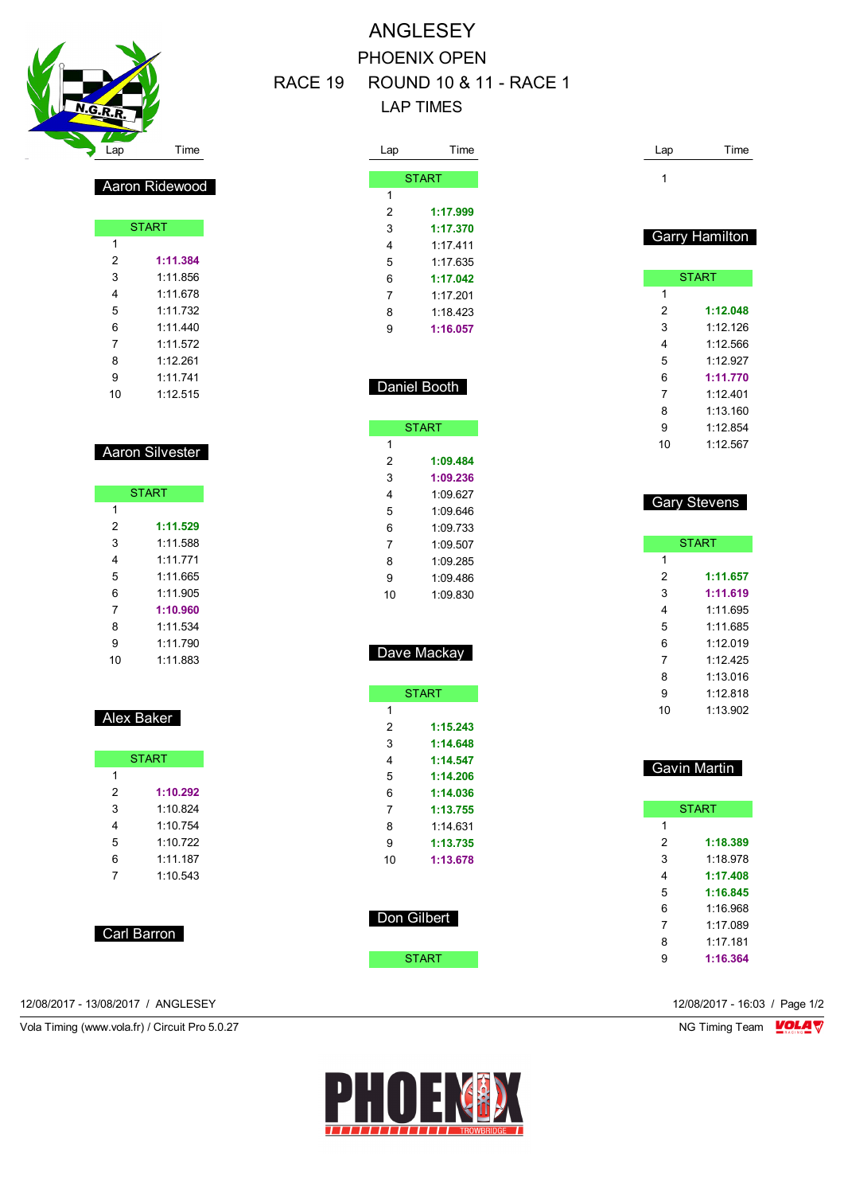# ANGLESEY

## PHOENIX OPEN

## RACE 19 ROUND 10 & 11 - RACE 1

## LAP TIMES

### Aaron Ridewood

| Lap | Time |
|---|---|
| START | |
| 1 | |
| 2 | **1:11.384** |
| 3 | 1:11.856 |
| 4 | 1:11.678 |
| 5 | 1:11.732 |
| 6 | 1:11.440 |
| 7 | 1:11.572 |
| 8 | 1:12.261 |
| 9 | 1:11.741 |
| 10 | 1:12.515 |

### Aaron Silvester

| Lap | Time |
|---|---|
| START | |
| 1 | |
| 2 | **1:11.529** |
| 3 | 1:11.588 |
| 4 | 1:11.771 |
| 5 | 1:11.665 |
| 6 | 1:11.905 |
| 7 | **1:10.960** |
| 8 | 1:11.534 |
| 9 | 1:11.790 |
| 10 | 1:11.883 |

### Alex Baker

| Lap | Time |
|---|---|
| START | |
| 1 | |
| 2 | **1:10.292** |
| 3 | 1:10.824 |
| 4 | 1:10.754 |
| 5 | 1:10.722 |
| 6 | 1:11.187 |
| 7 | 1:10.543 |

### Carl Barron

| Lap | Time |
|---|---|
| START | |
| 1 | |
| 2 | **1:17.999** |
| 3 | **1:17.370** |
| 4 | 1:17.411 |
| 5 | 1:17.635 |
| 6 | **1:17.042** |
| 7 | 1:17.201 |
| 8 | 1:18.423 |
| 9 | **1:16.057** |

### Daniel Booth

| Lap | Time |
|---|---|
| START | |
| 1 | |
| 2 | **1:09.484** |
| 3 | **1:09.236** |
| 4 | 1:09.627 |
| 5 | 1:09.646 |
| 6 | 1:09.733 |
| 7 | 1:09.507 |
| 8 | 1:09.285 |
| 9 | 1:09.486 |
| 10 | 1:09.830 |

### Dave Mackay

| Lap | Time |
|---|---|
| START | |
| 1 | |
| 2 | **1:15.243** |
| 3 | **1:14.648** |
| 4 | **1:14.547** |
| 5 | **1:14.206** |
| 6 | **1:14.036** |
| 7 | **1:13.755** |
| 8 | 1:14.631 |
| 9 | **1:13.735** |
| 10 | **1:13.678** |

### Don Gilbert

| Lap | Time |
|---|---|
| START | |
| 1 | |

### Garry Hamilton

| Lap | Time |
|---|---|
| START | |
| 1 | |
| 2 | **1:12.048** |
| 3 | 1:12.126 |
| 4 | 1:12.566 |
| 5 | 1:12.927 |
| 6 | **1:11.770** |
| 7 | 1:12.401 |
| 8 | 1:13.160 |
| 9 | 1:12.854 |
| 10 | 1:12.567 |

### Gary Stevens

| Lap | Time |
|---|---|
| START | |
| 1 | |
| 2 | **1:11.657** |
| 3 | **1:11.619** |
| 4 | 1:11.695 |
| 5 | 1:11.685 |
| 6 | 1:12.019 |
| 7 | 1:12.425 |
| 8 | 1:13.016 |
| 9 | 1:12.818 |
| 10 | 1:13.902 |

### Gavin Martin

| Lap | Time |
|---|---|
| START | |
| 1 | |
| 2 | **1:18.389** |
| 3 | 1:18.978 |
| 4 | **1:17.408** |
| 5 | **1:16.845** |
| 6 | 1:16.968 |
| 7 | 1:17.089 |
| 8 | 1:17.181 |
| 9 | **1:16.364** |

12/08/2017 - 13/08/2017 / ANGLESEY

12/08/2017 - 16:03

Vola Timing (www.vola.fr) / Circuit Pro 5.0.27

NG Timing Team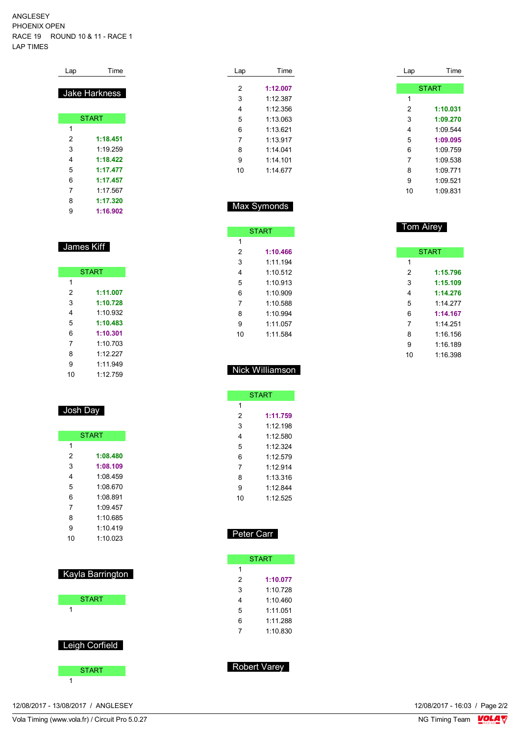ANGLESEY
PHOENIX OPEN
RACE 19 ROUND 10 & 11 - RACE 1
LAP TIMES

## Jake Harkness

| Lap | Time |
|---|---|
| START | |
| 1 | |
| 2 | **1:18.451** |
| 3 | 1:19.259 |
| 4 | **1:18.422** |
| 5 | **1:17.477** |
| 6 | **1:17.457** |
| 7 | 1:17.567 |
| 8 | **1:17.320** |
| 9 | **1:16.902** |

## James Kiff

| Lap | Time |
|---|---|
| START | |
| 1 | |
| 2 | **1:11.007** |
| 3 | **1:10.728** |
| 4 | 1:10.932 |
| 5 | **1:10.483** |
| 6 | **1:10.301** |
| 7 | 1:10.703 |
| 8 | 1:12.227 |
| 9 | 1:11.949 |
| 10 | 1:12.759 |

## Josh Day

| Lap | Time |
|---|---|
| START | |
| 1 | |
| 2 | **1:08.480** |
| 3 | **1:08.109** |
| 4 | 1:08.459 |
| 5 | 1:08.670 |
| 6 | 1:08.891 |
| 7 | 1:09.457 |
| 8 | 1:10.685 |
| 9 | 1:10.419 |
| 10 | 1:10.023 |

## Kayla Barrington

| Lap | Time |
|---|---|
| START | |
| 1 | |

## Leigh Corfield

| Lap | Time |
|---|---|
| START | |
| 1 | |

| Lap | Time |
|---|---|
| 2 | **1:12.007** |
| 3 | 1:12.387 |
| 4 | 1:12.356 |
| 5 | 1:13.063 |
| 6 | 1:13.621 |
| 7 | 1:13.917 |
| 8 | 1:14.041 |
| 9 | 1:14.101 |
| 10 | 1:14.677 |

## Max Symonds

| Lap | Time |
|---|---|
| START | |
| 1 | |
| 2 | **1:10.466** |
| 3 | 1:11.194 |
| 4 | 1:10.512 |
| 5 | 1:10.913 |
| 6 | 1:10.909 |
| 7 | 1:10.588 |
| 8 | 1:10.994 |
| 9 | 1:11.057 |
| 10 | 1:11.584 |

## Nick Williamson

| Lap | Time |
|---|---|
| START | |
| 1 | |
| 2 | **1:11.759** |
| 3 | 1:12.198 |
| 4 | 1:12.580 |
| 5 | 1:12.324 |
| 6 | 1:12.579 |
| 7 | 1:12.914 |
| 8 | 1:13.316 |
| 9 | 1:12.844 |
| 10 | 1:12.525 |

## Peter Carr

| Lap | Time |
|---|---|
| START | |
| 1 | |
| 2 | **1:10.077** |
| 3 | 1:10.728 |
| 4 | 1:10.460 |
| 5 | 1:11.051 |
| 6 | 1:11.288 |
| 7 | 1:10.830 |

## Robert Varey

| Lap | Time |
|---|---|
| START | |
| 1 | |
| 2 | **1:10.031** |
| 3 | **1:09.270** |
| 4 | 1:09.544 |
| 5 | **1:09.095** |
| 6 | 1:09.759 |
| 7 | 1:09.538 |
| 8 | 1:09.771 |
| 9 | 1:09.521 |
| 10 | 1:09.831 |

## Tom Airey

| Lap | Time |
|---|---|
| START | |
| 1 | |
| 2 | **1:15.796** |
| 3 | **1:15.109** |
| 4 | **1:14.276** |
| 5 | 1:14.277 |
| 6 | **1:14.167** |
| 7 | 1:14.251 |
| 8 | 1:16.156 |
| 9 | 1:16.189 |
| 10 | 1:16.398 |

12/08/2017 - 13/08/2017 / ANGLESEY

12/08/2017 - 16:03

Vola Timing (www.vola.fr) / Circuit Pro 5.0.27

NG Timing Team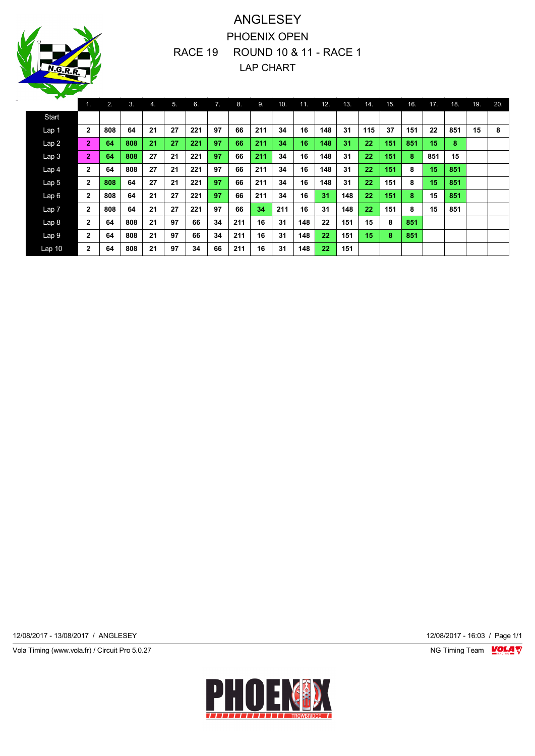# ANGLESEY

PHOENIX OPEN

RACE 19 ROUND 10 & 11 - RACE 1

LAP CHART

| | 1. | 2. | 3. | 4. | 5. | 6. | 7. | 8. | 9. | 10. | 11. | 12. | 13. | 14. | 15. | 16. | 17. | 18. | 19. | 20. |
|---|---|---|---|---|---|---|---|---|---|---|---|---|---|---|---|---|---|---|---|---|
| Start | | | | | | | | | | | | | | | | | | | | |
| Lap 1 | 2 | 808 | 64 | 21 | 27 | 221 | 97 | 66 | 211 | 34 | 16 | 148 | 31 | 115 | 37 | 151 | 22 | 851 | 15 | 8 |
| Lap 2 | 2 | 64 | 808 | 21 | 27 | 221 | 97 | 66 | 211 | 34 | 16 | 148 | 31 | 22 | 151 | 851 | 15 | 8 | | |
| Lap 3 | 2 | 64 | 808 | 27 | 21 | 221 | 97 | 66 | 211 | 34 | 16 | 148 | 31 | 22 | 151 | 8 | 851 | 15 | | |
| Lap 4 | 2 | 64 | 808 | 27 | 21 | 221 | 97 | 66 | 211 | 34 | 16 | 148 | 31 | 22 | 151 | 8 | 15 | 851 | | |
| Lap 5 | 2 | 808 | 64 | 27 | 21 | 221 | 97 | 66 | 211 | 34 | 16 | 148 | 31 | 22 | 151 | 8 | 15 | 851 | | |
| Lap 6 | 2 | 808 | 64 | 21 | 27 | 221 | 97 | 66 | 211 | 34 | 16 | 31 | 148 | 22 | 151 | 8 | 15 | 851 | | |
| Lap 7 | 2 | 808 | 64 | 21 | 27 | 221 | 97 | 66 | 34 | 211 | 16 | 31 | 148 | 22 | 151 | 8 | 15 | 851 | | |
| Lap 8 | 2 | 64 | 808 | 21 | 97 | 66 | 34 | 211 | 16 | 31 | 148 | 22 | 151 | 15 | 8 | 851 | | | | |
| Lap 9 | 2 | 64 | 808 | 21 | 97 | 66 | 34 | 211 | 16 | 31 | 148 | 22 | 151 | 15 | 8 | 851 | | | | |
| Lap 10 | 2 | 64 | 808 | 21 | 97 | 34 | 66 | 211 | 16 | 31 | 148 | 22 | 151 | | | | | | | |

12/08/2017 - 13/08/2017 / ANGLESEY

12/08/2017 - 16:03 / Page 1/1

Vola Timing (www.vola.fr) / Circuit Pro 5.0.27

NG Timing Team